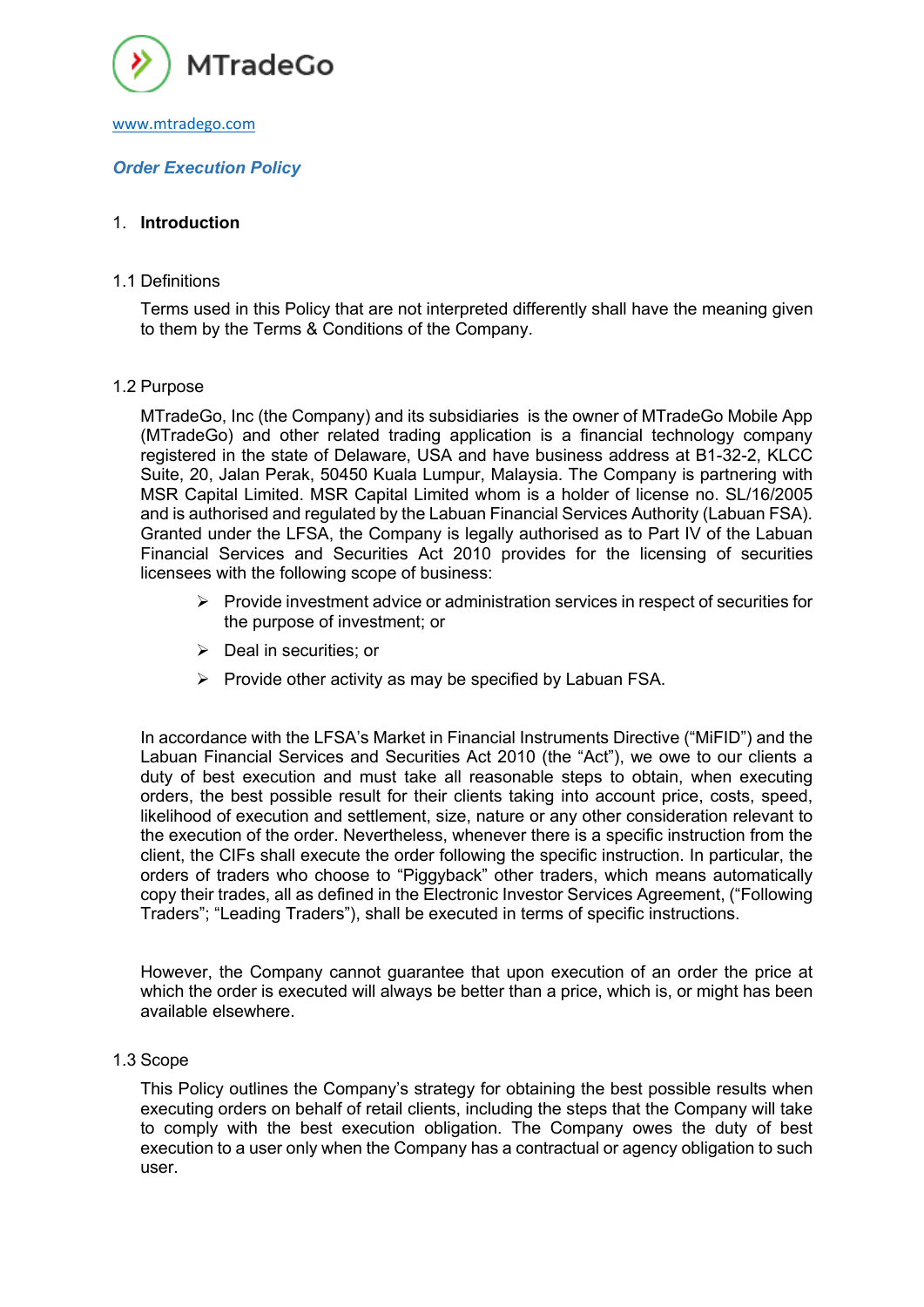MTradeGo

www.mtradego.com

## *Order Execution Policy*

### 1. **Introduction**

1.1 Definitions

Terms used in this Policy that are not interpreted differently shall have the meaning given to them by the Terms & Conditions of the Company.

1.2 Purpose

MTradeGo, Inc (the Company) and its subsidiaries is the owner of MTradeGo Mobile App (MTradeGo) and other related trading application is a financial technology company registered in the state of Delaware, USA and have business address at B1-32-2, KLCC Suite, 20, Jalan Perak, 50450 Kuala Lumpur, Malaysia. The Company is partnering with MSR Capital Limited. MSR Capital Limited whom is a holder of license no. SL/16/2005 and is authorised and regulated by the Labuan Financial Services Authority (Labuan FSA). Granted under the LFSA, the Company is legally authorised as to Part IV of the Labuan Financial Services and Securities Act 2010 provides for the licensing of securities licensees with the following scope of business:

- Provide investment advice or administration services in respect of securities for the purpose of investment; or
- Deal in securities; or
- Provide other activity as may be specified by Labuan FSA.

In accordance with the LFSA's Market in Financial Instruments Directive ("MiFID") and the Labuan Financial Services and Securities Act 2010 (the "Act"), we owe to our clients a duty of best execution and must take all reasonable steps to obtain, when executing orders, the best possible result for their clients taking into account price, costs, speed, likelihood of execution and settlement, size, nature or any other consideration relevant to the execution of the order. Nevertheless, whenever there is a specific instruction from the client, the CIFs shall execute the order following the specific instruction. In particular, the orders of traders who choose to "Piggyback" other traders, which means automatically copy their trades, all as defined in the Electronic Investor Services Agreement, ("Following Traders"; "Leading Traders"), shall be executed in terms of specific instructions.

However, the Company cannot guarantee that upon execution of an order the price at which the order is executed will always be better than a price, which is, or might has been available elsewhere.

1.3 Scope

This Policy outlines the Company's strategy for obtaining the best possible results when executing orders on behalf of retail clients, including the steps that the Company will take to comply with the best execution obligation. The Company owes the duty of best execution to a user only when the Company has a contractual or agency obligation to such user.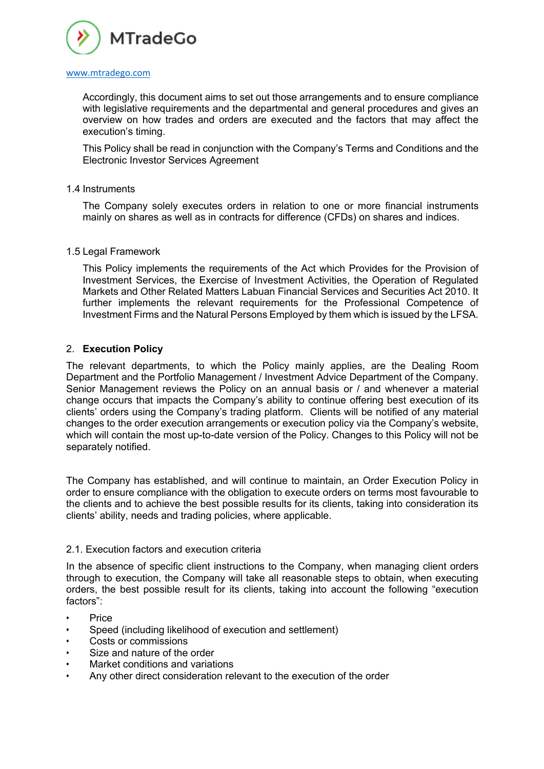Accordingly, this document aims to set out those arrangements and to ensure compliance with legislative requirements and the departmental and general procedures and gives an overview on how trades and orders are executed and the factors that may affect the execution's timing.

This Policy shall be read in conjunction with the Company's Terms and Conditions and the Electronic Investor Services Agreement

### 1.4 Instruments

The Company solely executes orders in relation to one or more financial instruments mainly on shares as well as in contracts for difference (CFDs) on shares and indices.

### 1.5 Legal Framework

This Policy implements the requirements of the Act which Provides for the Provision of Investment Services, the Exercise of Investment Activities, the Operation of Regulated Markets and Other Related Matters Labuan Financial Services and Securities Act 2010. It further implements the relevant requirements for the Professional Competence of Investment Firms and the Natural Persons Employed by them which is issued by the LFSA.

## 2. **Execution Policy**

The relevant departments, to which the Policy mainly applies, are the Dealing Room Department and the Portfolio Management / Investment Advice Department of the Company. Senior Management reviews the Policy on an annual basis or / and whenever a material change occurs that impacts the Company's ability to continue offering best execution of its clients' orders using the Company's trading platform. Clients will be notified of any material changes to the order execution arrangements or execution policy via the Company's website, which will contain the most up-to-date version of the Policy. Changes to this Policy will not be separately notified.

The Company has established, and will continue to maintain, an Order Execution Policy in order to ensure compliance with the obligation to execute orders on terms most favourable to the clients and to achieve the best possible results for its clients, taking into consideration its clients' ability, needs and trading policies, where applicable.

### 2.1. Execution factors and execution criteria

In the absence of specific client instructions to the Company, when managing client orders through to execution, the Company will take all reasonable steps to obtain, when executing orders, the best possible result for its clients, taking into account the following "execution factors":

- Price
- Speed (including likelihood of execution and settlement)
- Costs or commissions
- Size and nature of the order
- Market conditions and variations
- Any other direct consideration relevant to the execution of the order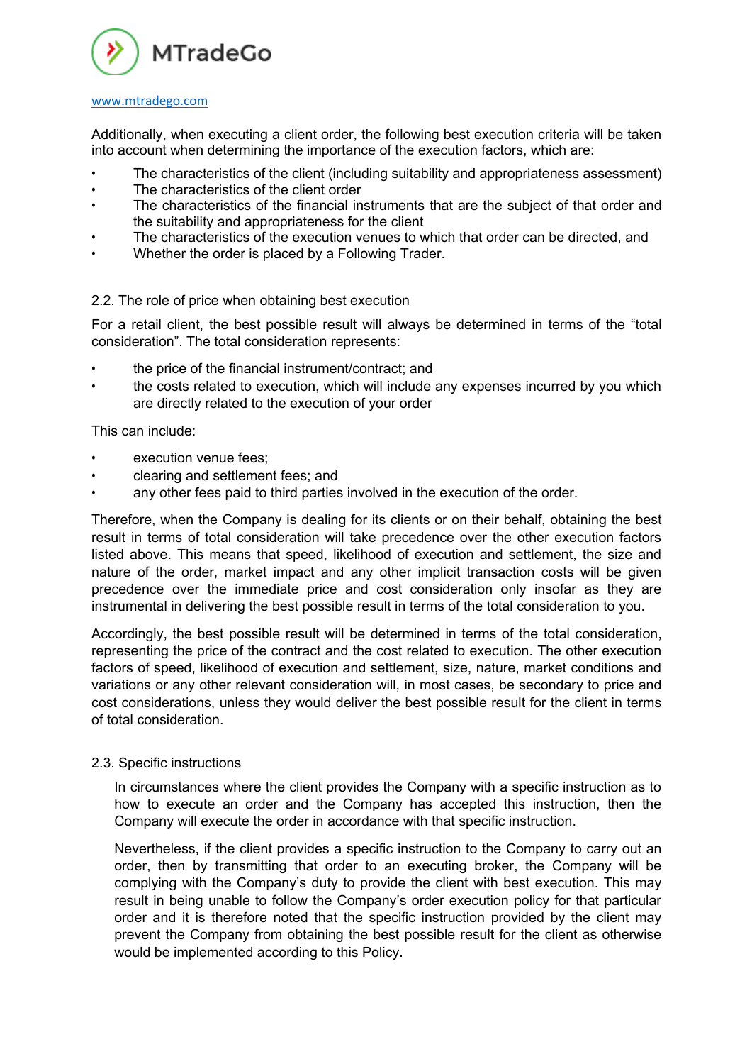Additionally, when executing a client order, the following best execution criteria will be taken into account when determining the importance of the execution factors, which are:

- The characteristics of the client (including suitability and appropriateness assessment)
- The characteristics of the client order
- The characteristics of the financial instruments that are the subject of that order and the suitability and appropriateness for the client
- The characteristics of the execution venues to which that order can be directed, and
- Whether the order is placed by a Following Trader.

### 2.2. The role of price when obtaining best execution

For a retail client, the best possible result will always be determined in terms of the "total consideration". The total consideration represents:

- the price of the financial instrument/contract; and
- the costs related to execution, which will include any expenses incurred by you which are directly related to the execution of your order

This can include:

- execution venue fees;
- clearing and settlement fees; and
- any other fees paid to third parties involved in the execution of the order.

Therefore, when the Company is dealing for its clients or on their behalf, obtaining the best result in terms of total consideration will take precedence over the other execution factors listed above. This means that speed, likelihood of execution and settlement, the size and nature of the order, market impact and any other implicit transaction costs will be given precedence over the immediate price and cost consideration only insofar as they are instrumental in delivering the best possible result in terms of the total consideration to you.

Accordingly, the best possible result will be determined in terms of the total consideration, representing the price of the contract and the cost related to execution. The other execution factors of speed, likelihood of execution and settlement, size, nature, market conditions and variations or any other relevant consideration will, in most cases, be secondary to price and cost considerations, unless they would deliver the best possible result for the client in terms of total consideration.

### 2.3. Specific instructions

In circumstances where the client provides the Company with a specific instruction as to how to execute an order and the Company has accepted this instruction, then the Company will execute the order in accordance with that specific instruction.

Nevertheless, if the client provides a specific instruction to the Company to carry out an order, then by transmitting that order to an executing broker, the Company will be complying with the Company's duty to provide the client with best execution. This may result in being unable to follow the Company's order execution policy for that particular order and it is therefore noted that the specific instruction provided by the client may prevent the Company from obtaining the best possible result for the client as otherwise would be implemented according to this Policy.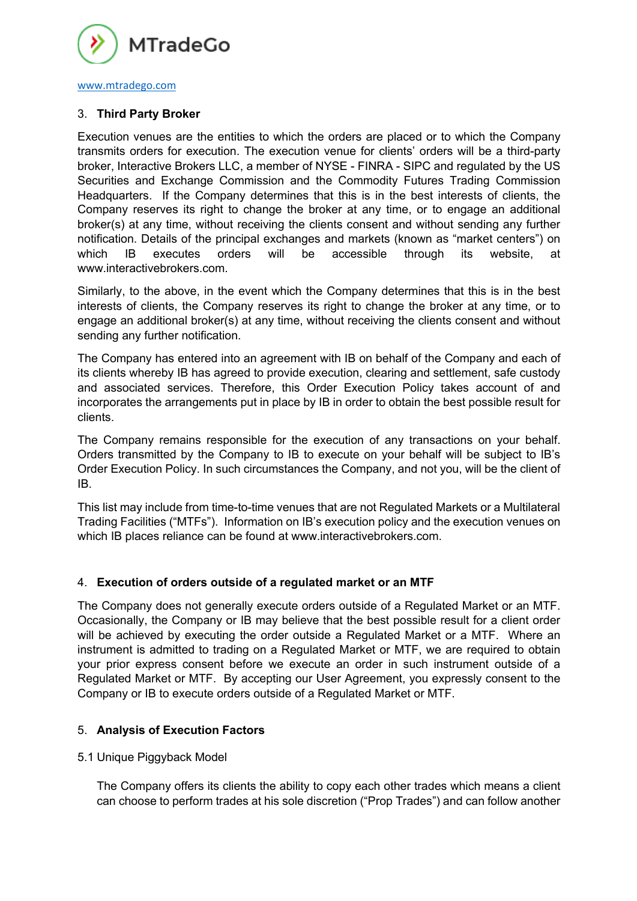## 3. Third Party Broker

Execution venues are the entities to which the orders are placed or to which the Company transmits orders for execution. The execution venue for clients' orders will be a third-party broker, Interactive Brokers LLC, a member of NYSE - FINRA - SIPC and regulated by the US Securities and Exchange Commission and the Commodity Futures Trading Commission Headquarters. If the Company determines that this is in the best interests of clients, the Company reserves its right to change the broker at any time, or to engage an additional broker(s) at any time, without receiving the clients consent and without sending any further notification. Details of the principal exchanges and markets (known as "market centers") on which IB executes orders will be accessible through its website, at www.interactivebrokers.com.

Similarly, to the above, in the event which the Company determines that this is in the best interests of clients, the Company reserves its right to change the broker at any time, or to engage an additional broker(s) at any time, without receiving the clients consent and without sending any further notification.

The Company has entered into an agreement with IB on behalf of the Company and each of its clients whereby IB has agreed to provide execution, clearing and settlement, safe custody and associated services. Therefore, this Order Execution Policy takes account of and incorporates the arrangements put in place by IB in order to obtain the best possible result for clients.

The Company remains responsible for the execution of any transactions on your behalf. Orders transmitted by the Company to IB to execute on your behalf will be subject to IB's Order Execution Policy. In such circumstances the Company, and not you, will be the client of IB.

This list may include from time-to-time venues that are not Regulated Markets or a Multilateral Trading Facilities ("MTFs"). Information on IB's execution policy and the execution venues on which IB places reliance can be found at www.interactivebrokers.com.

## 4. Execution of orders outside of a regulated market or an MTF

The Company does not generally execute orders outside of a Regulated Market or an MTF. Occasionally, the Company or IB may believe that the best possible result for a client order will be achieved by executing the order outside a Regulated Market or a MTF. Where an instrument is admitted to trading on a Regulated Market or MTF, we are required to obtain your prior express consent before we execute an order in such instrument outside of a Regulated Market or MTF. By accepting our User Agreement, you expressly consent to the Company or IB to execute orders outside of a Regulated Market or MTF.

## 5. Analysis of Execution Factors

### 5.1 Unique Piggyback Model

The Company offers its clients the ability to copy each other trades which means a client can choose to perform trades at his sole discretion ("Prop Trades") and can follow another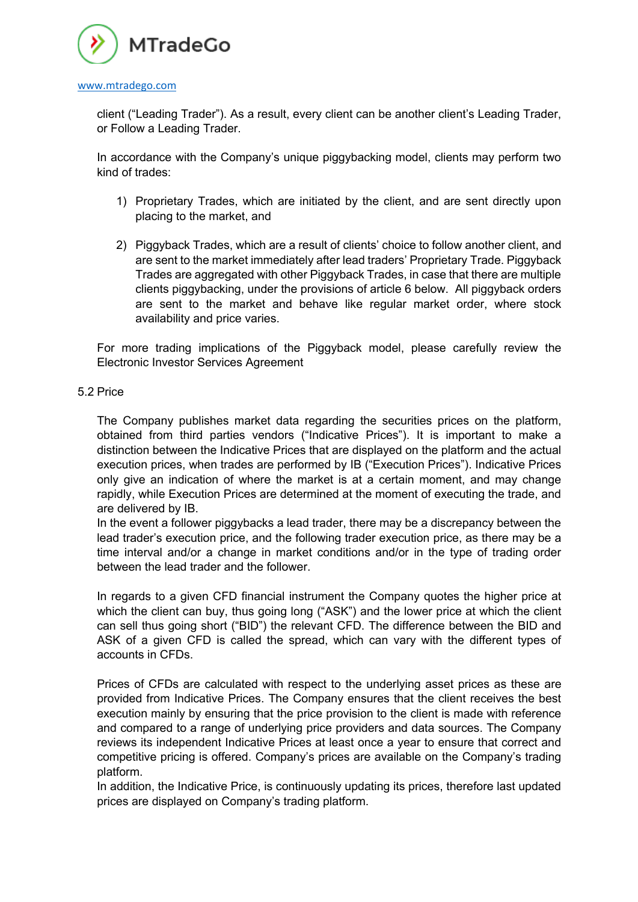client ("Leading Trader"). As a result, every client can be another client's Leading Trader, or Follow a Leading Trader.

In accordance with the Company's unique piggybacking model, clients may perform two kind of trades:

1) Proprietary Trades, which are initiated by the client, and are sent directly upon placing to the market, and

2) Piggyback Trades, which are a result of clients' choice to follow another client, and are sent to the market immediately after lead traders' Proprietary Trade. Piggyback Trades are aggregated with other Piggyback Trades, in case that there are multiple clients piggybacking, under the provisions of article 6 below. All piggyback orders are sent to the market and behave like regular market order, where stock availability and price varies.

For more trading implications of the Piggyback model, please carefully review the Electronic Investor Services Agreement

5.2 Price

The Company publishes market data regarding the securities prices on the platform, obtained from third parties vendors ("Indicative Prices"). It is important to make a distinction between the Indicative Prices that are displayed on the platform and the actual execution prices, when trades are performed by IB ("Execution Prices"). Indicative Prices only give an indication of where the market is at a certain moment, and may change rapidly, while Execution Prices are determined at the moment of executing the trade, and are delivered by IB.
In the event a follower piggybacks a lead trader, there may be a discrepancy between the lead trader's execution price, and the following trader execution price, as there may be a time interval and/or a change in market conditions and/or in the type of trading order between the lead trader and the follower.

In regards to a given CFD financial instrument the Company quotes the higher price at which the client can buy, thus going long ("ASK") and the lower price at which the client can sell thus going short ("BID") the relevant CFD. The difference between the BID and ASK of a given CFD is called the spread, which can vary with the different types of accounts in CFDs.

Prices of CFDs are calculated with respect to the underlying asset prices as these are provided from Indicative Prices. The Company ensures that the client receives the best execution mainly by ensuring that the price provision to the client is made with reference and compared to a range of underlying price providers and data sources. The Company reviews its independent Indicative Prices at least once a year to ensure that correct and competitive pricing is offered. Company's prices are available on the Company's trading platform.
In addition, the Indicative Price, is continuously updating its prices, therefore last updated prices are displayed on Company's trading platform.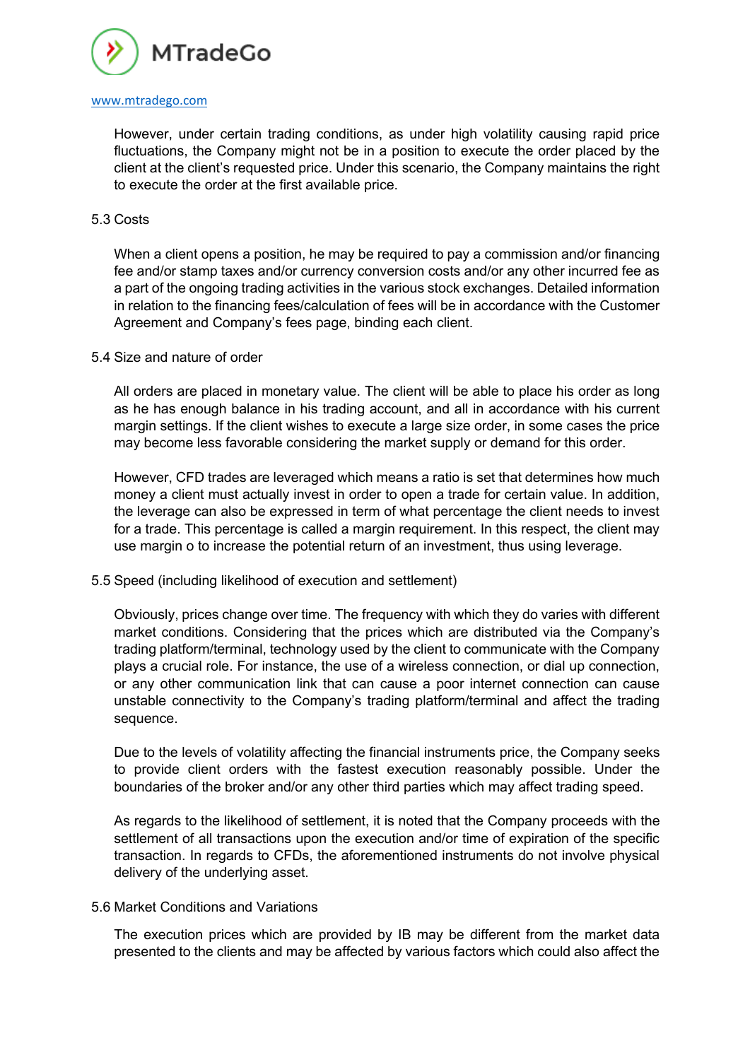However, under certain trading conditions, as under high volatility causing rapid price fluctuations, the Company might not be in a position to execute the order placed by the client at the client's requested price. Under this scenario, the Company maintains the right to execute the order at the first available price.

5.3 Costs

When a client opens a position, he may be required to pay a commission and/or financing fee and/or stamp taxes and/or currency conversion costs and/or any other incurred fee as a part of the ongoing trading activities in the various stock exchanges. Detailed information in relation to the financing fees/calculation of fees will be in accordance with the Customer Agreement and Company's fees page, binding each client.

5.4 Size and nature of order

All orders are placed in monetary value. The client will be able to place his order as long as he has enough balance in his trading account, and all in accordance with his current margin settings. If the client wishes to execute a large size order, in some cases the price may become less favorable considering the market supply or demand for this order.

However, CFD trades are leveraged which means a ratio is set that determines how much money a client must actually invest in order to open a trade for certain value. In addition, the leverage can also be expressed in term of what percentage the client needs to invest for a trade. This percentage is called a margin requirement. In this respect, the client may use margin o to increase the potential return of an investment, thus using leverage.

5.5 Speed (including likelihood of execution and settlement)

Obviously, prices change over time. The frequency with which they do varies with different market conditions. Considering that the prices which are distributed via the Company's trading platform/terminal, technology used by the client to communicate with the Company plays a crucial role. For instance, the use of a wireless connection, or dial up connection, or any other communication link that can cause a poor internet connection can cause unstable connectivity to the Company's trading platform/terminal and affect the trading sequence.

Due to the levels of volatility affecting the financial instruments price, the Company seeks to provide client orders with the fastest execution reasonably possible. Under the boundaries of the broker and/or any other third parties which may affect trading speed.

As regards to the likelihood of settlement, it is noted that the Company proceeds with the settlement of all transactions upon the execution and/or time of expiration of the specific transaction. In regards to CFDs, the aforementioned instruments do not involve physical delivery of the underlying asset.

5.6 Market Conditions and Variations

The execution prices which are provided by IB may be different from the market data presented to the clients and may be affected by various factors which could also affect the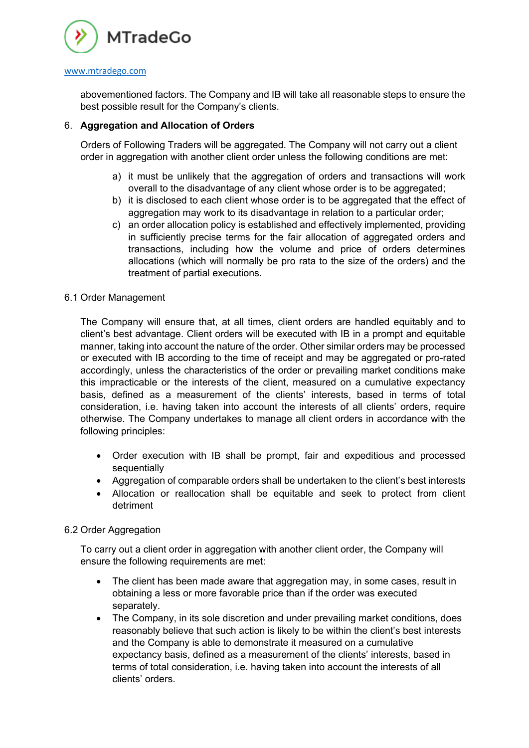abovementioned factors. The Company and IB will take all reasonable steps to ensure the best possible result for the Company's clients.

## 6. Aggregation and Allocation of Orders

Orders of Following Traders will be aggregated. The Company will not carry out a client order in aggregation with another client order unless the following conditions are met:

a) it must be unlikely that the aggregation of orders and transactions will work overall to the disadvantage of any client whose order is to be aggregated;
b) it is disclosed to each client whose order is to be aggregated that the effect of aggregation may work to its disadvantage in relation to a particular order;
c) an order allocation policy is established and effectively implemented, providing in sufficiently precise terms for the fair allocation of aggregated orders and transactions, including how the volume and price of orders determines allocations (which will normally be pro rata to the size of the orders) and the treatment of partial executions.

### 6.1 Order Management

The Company will ensure that, at all times, client orders are handled equitably and to client's best advantage. Client orders will be executed with IB in a prompt and equitable manner, taking into account the nature of the order. Other similar orders may be processed or executed with IB according to the time of receipt and may be aggregated or pro-rated accordingly, unless the characteristics of the order or prevailing market conditions make this impracticable or the interests of the client, measured on a cumulative expectancy basis, defined as a measurement of the clients' interests, based in terms of total consideration, i.e. having taken into account the interests of all clients' orders, require otherwise. The Company undertakes to manage all client orders in accordance with the following principles:

- Order execution with IB shall be prompt, fair and expeditious and processed sequentially
- Aggregation of comparable orders shall be undertaken to the client's best interests
- Allocation or reallocation shall be equitable and seek to protect from client detriment

### 6.2 Order Aggregation

To carry out a client order in aggregation with another client order, the Company will ensure the following requirements are met:

- The client has been made aware that aggregation may, in some cases, result in obtaining a less or more favorable price than if the order was executed separately.
- The Company, in its sole discretion and under prevailing market conditions, does reasonably believe that such action is likely to be within the client's best interests and the Company is able to demonstrate it measured on a cumulative expectancy basis, defined as a measurement of the clients' interests, based in terms of total consideration, i.e. having taken into account the interests of all clients' orders.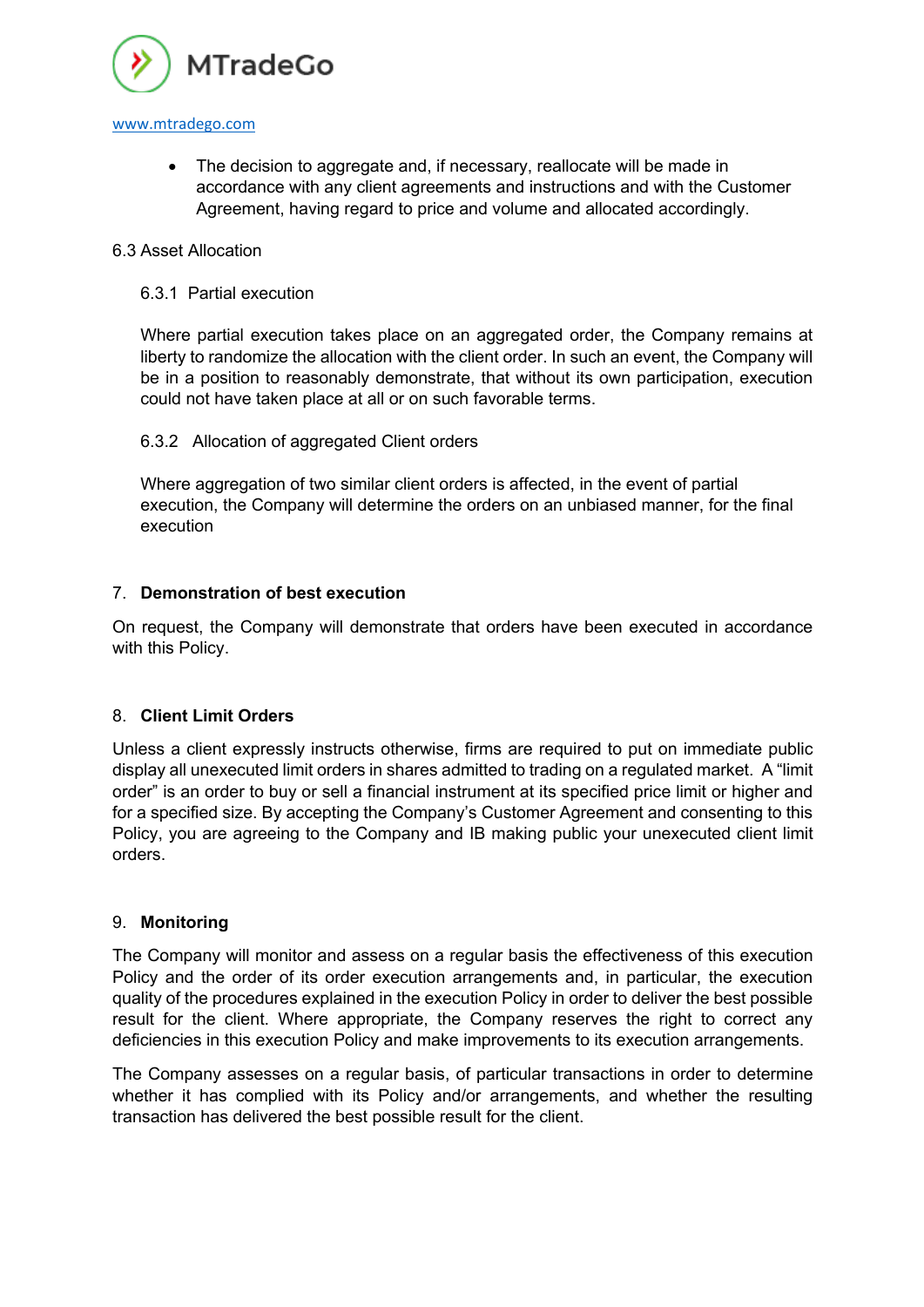- The decision to aggregate and, if necessary, reallocate will be made in accordance with any client agreements and instructions and with the Customer Agreement, having regard to price and volume and allocated accordingly.

6.3 Asset Allocation

6.3.1 Partial execution

Where partial execution takes place on an aggregated order, the Company remains at liberty to randomize the allocation with the client order. In such an event, the Company will be in a position to reasonably demonstrate, that without its own participation, execution could not have taken place at all or on such favorable terms.

6.3.2 Allocation of aggregated Client orders

Where aggregation of two similar client orders is affected, in the event of partial execution, the Company will determine the orders on an unbiased manner, for the final execution

## 7. Demonstration of best execution

On request, the Company will demonstrate that orders have been executed in accordance with this Policy.

## 8. Client Limit Orders

Unless a client expressly instructs otherwise, firms are required to put on immediate public display all unexecuted limit orders in shares admitted to trading on a regulated market. A "limit order" is an order to buy or sell a financial instrument at its specified price limit or higher and for a specified size. By accepting the Company's Customer Agreement and consenting to this Policy, you are agreeing to the Company and IB making public your unexecuted client limit orders.

## 9. Monitoring

The Company will monitor and assess on a regular basis the effectiveness of this execution Policy and the order of its order execution arrangements and, in particular, the execution quality of the procedures explained in the execution Policy in order to deliver the best possible result for the client. Where appropriate, the Company reserves the right to correct any deficiencies in this execution Policy and make improvements to its execution arrangements.

The Company assesses on a regular basis, of particular transactions in order to determine whether it has complied with its Policy and/or arrangements, and whether the resulting transaction has delivered the best possible result for the client.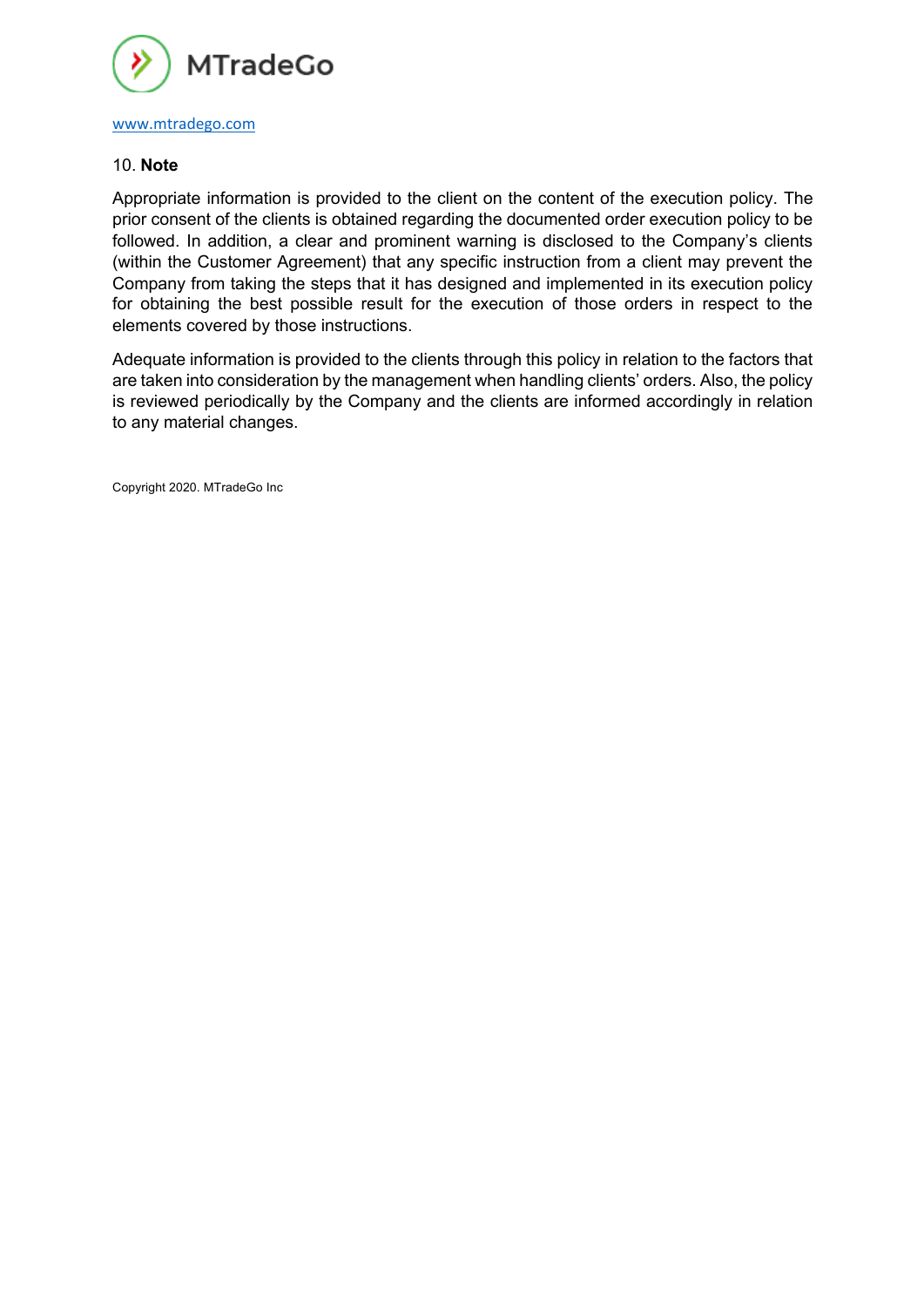www.mtradego.com

## 10. **Note**

Appropriate information is provided to the client on the content of the execution policy. The prior consent of the clients is obtained regarding the documented order execution policy to be followed. In addition, a clear and prominent warning is disclosed to the Company's clients (within the Customer Agreement) that any specific instruction from a client may prevent the Company from taking the steps that it has designed and implemented in its execution policy for obtaining the best possible result for the execution of those orders in respect to the elements covered by those instructions.

Adequate information is provided to the clients through this policy in relation to the factors that are taken into consideration by the management when handling clients' orders. Also, the policy is reviewed periodically by the Company and the clients are informed accordingly in relation to any material changes.

Copyright 2020. MTradeGo Inc